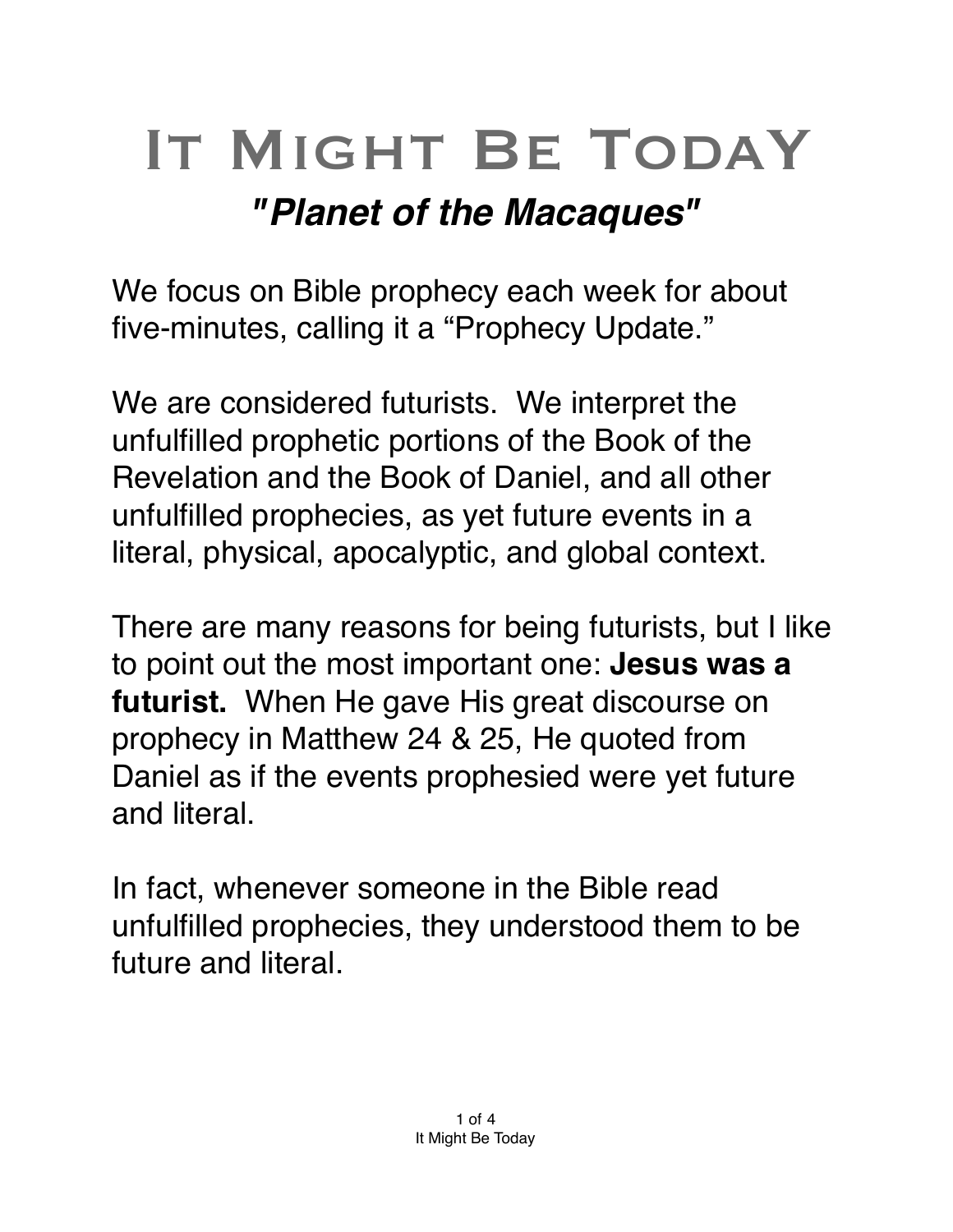# It Might Be TodaY

## *"Planet of the Macaques"*

We focus on Bible prophecy each week for about five-minutes, calling it a "Prophecy Update."

We are considered futurists. We interpret the unfulfilled prophetic portions of the Book of the Revelation and the Book of Daniel, and all other unfulfilled prophecies, as yet future events in a literal, physical, apocalyptic, and global context.

There are many reasons for being futurists, but I like to point out the most important one: **Jesus was a futurist.** When He gave His great discourse on prophecy in Matthew 24 & 25, He quoted from Daniel as if the events prophesied were yet future and literal.

In fact, whenever someone in the Bible read unfulfilled prophecies, they understood them to be future and literal.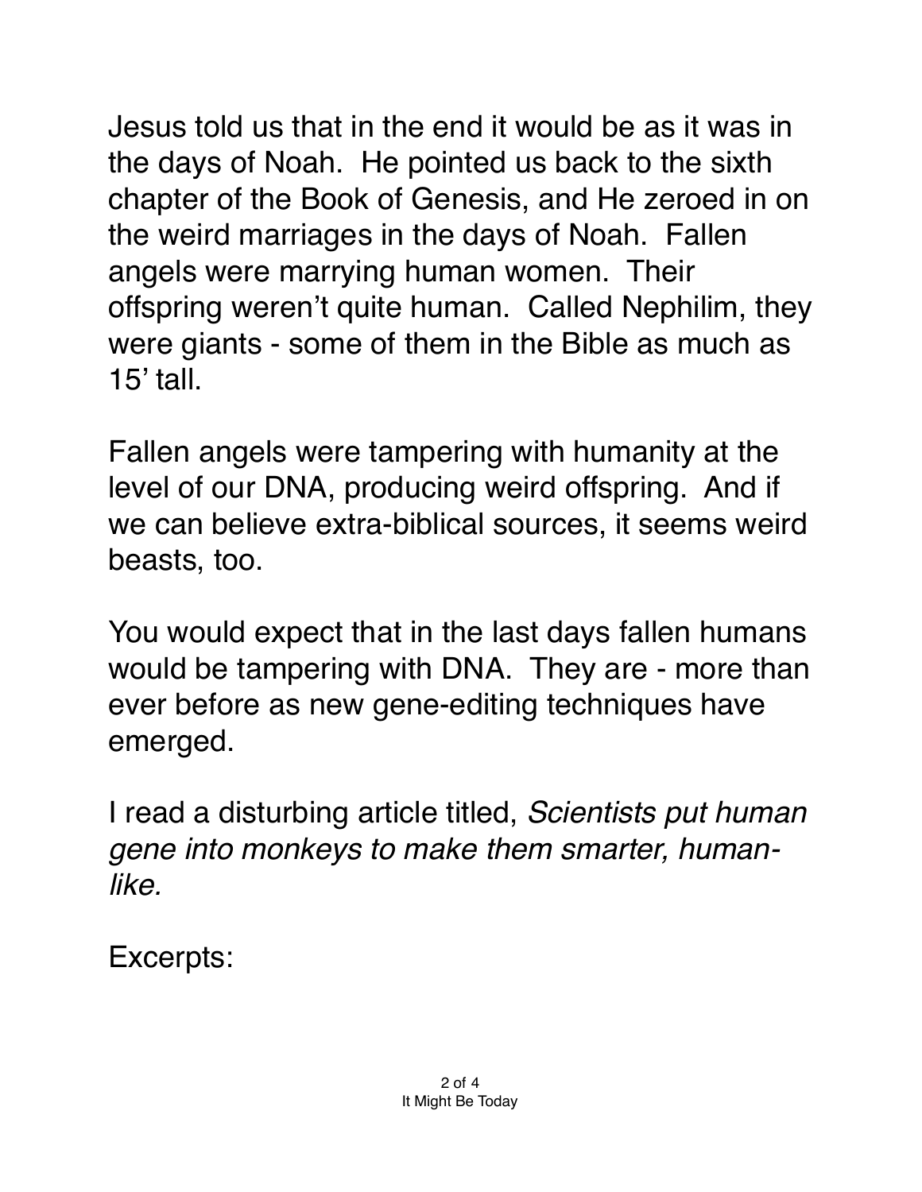Jesus told us that in the end it would be as it was in the days of Noah. He pointed us back to the sixth chapter of the Book of Genesis, and He zeroed in on the weird marriages in the days of Noah. Fallen angels were marrying human women. Their offspring weren't quite human. Called Nephilim, they were giants - some of them in the Bible as much as 15' tall.

Fallen angels were tampering with humanity at the level of our DNA, producing weird offspring. And if we can believe extra-biblical sources, it seems weird beasts, too.

You would expect that in the last days fallen humans would be tampering with DNA. They are - more than ever before as new gene-editing techniques have emerged.

I read a disturbing article titled, *Scientists put human gene into monkeys to make them smarter, human-like.*

Excerpts: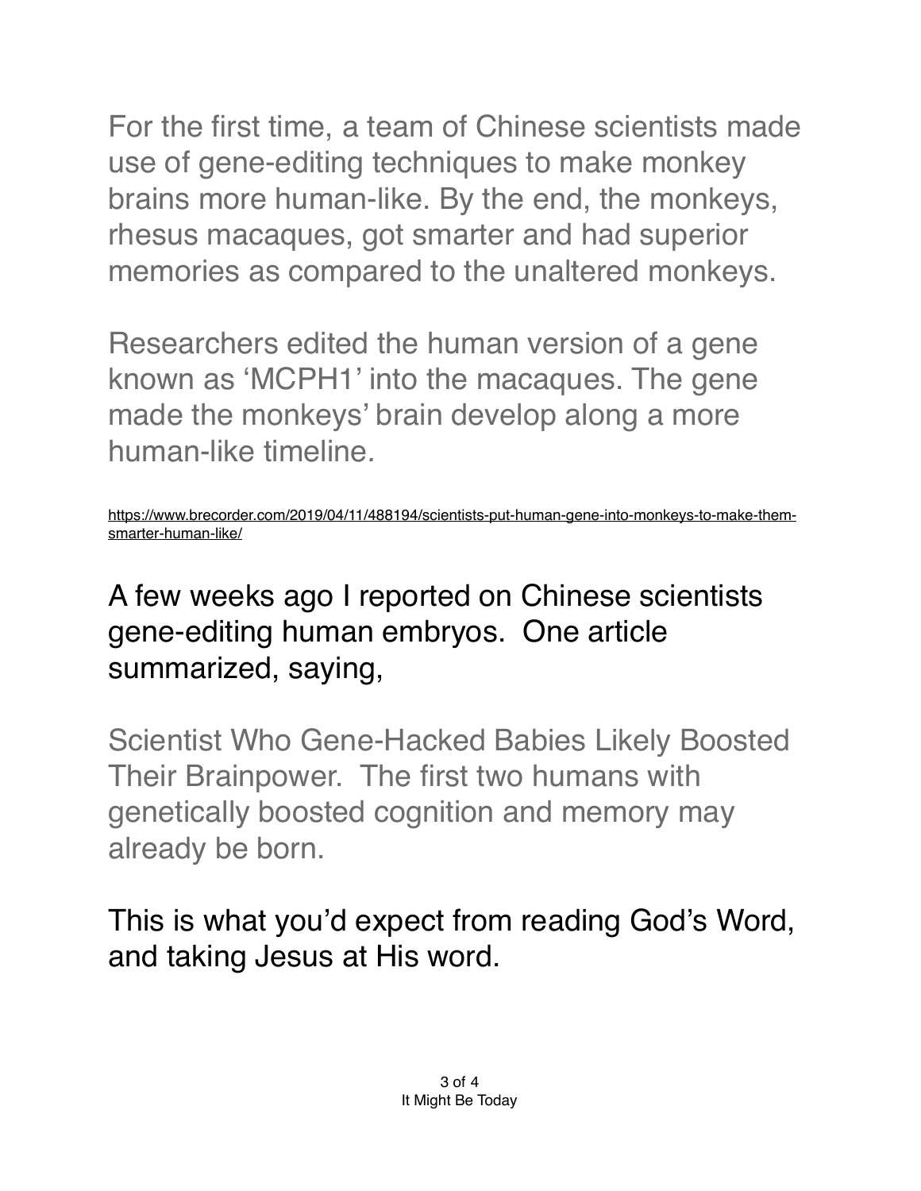For the first time, a team of Chinese scientists made use of gene-editing techniques to make monkey brains more human-like. By the end, the monkeys, rhesus macaques, got smarter and had superior memories as compared to the unaltered monkeys.

Researchers edited the human version of a gene known as 'MCPH1' into the macaques. The gene made the monkeys' brain develop along a more human-like timeline.

https://www.brecorder.com/2019/04/11/488194/scientists-put-human-gene-into-monkeys-to-make-them-smarter-human-like/

A few weeks ago I reported on Chinese scientists gene-editing human embryos. One article summarized, saying,

Scientist Who Gene-Hacked Babies Likely Boosted Their Brainpower. The first two humans with genetically boosted cognition and memory may already be born.

This is what you'd expect from reading God's Word, and taking Jesus at His word.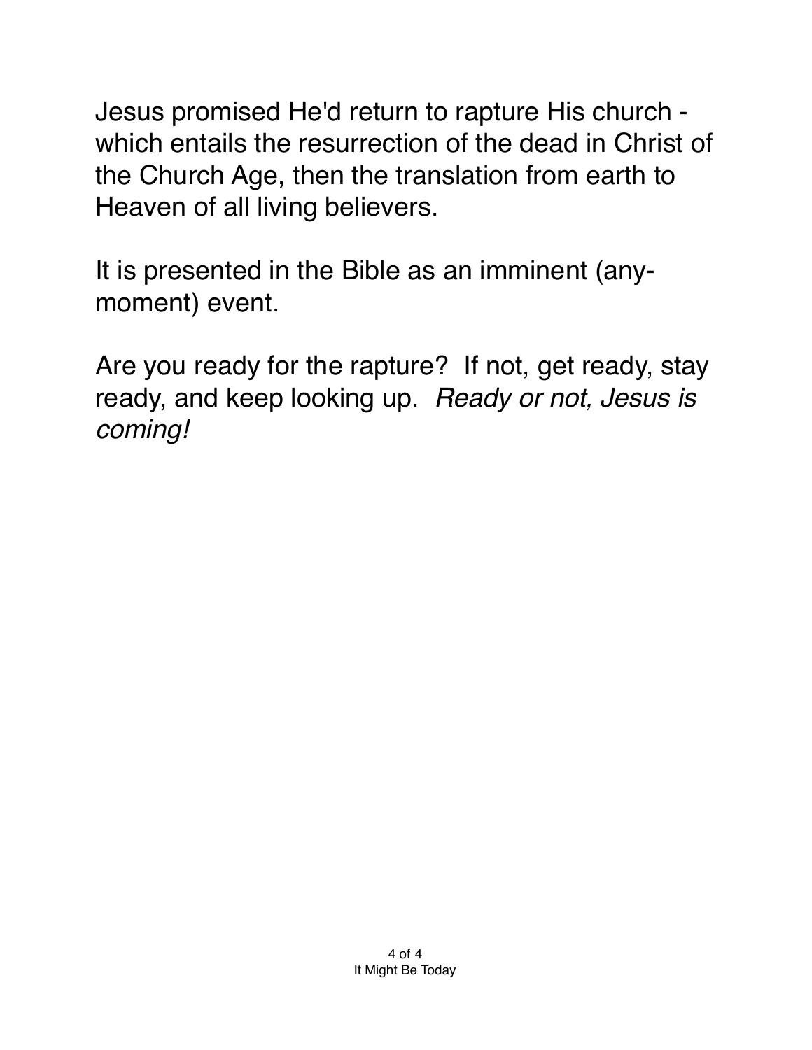Jesus promised He'd return to rapture His church - which entails the resurrection of the dead in Christ of the Church Age, then the translation from earth to Heaven of all living believers.

It is presented in the Bible as an imminent (any-moment) event.

Are you ready for the rapture? If not, get ready, stay ready, and keep looking up. *Ready or not, Jesus is coming!*